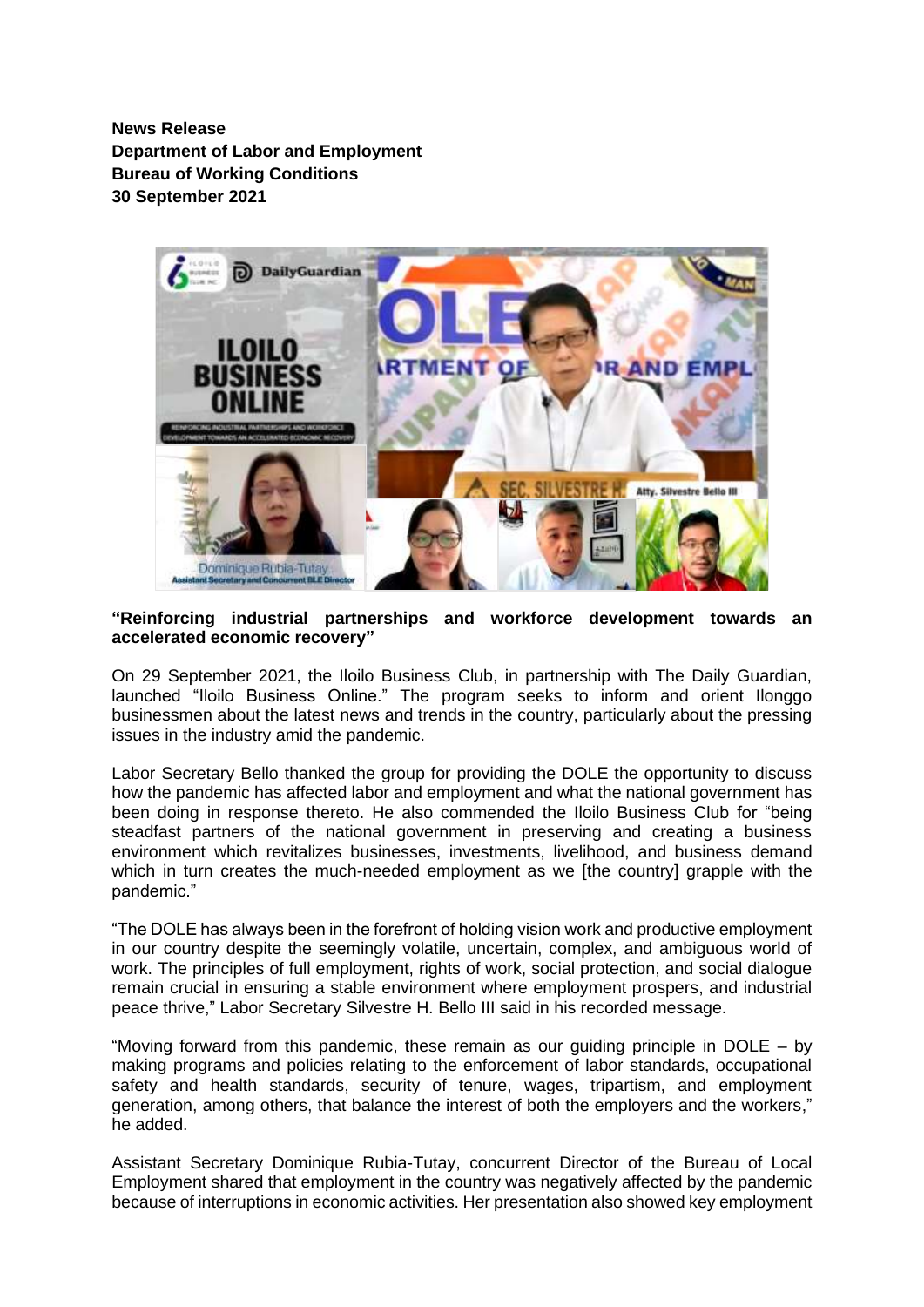**News Release**
**Department of Labor and Employment**
**Bureau of Working Conditions**
**30 September 2021**

**"Reinforcing industrial partnerships and workforce development towards an accelerated economic recovery"**

On 29 September 2021, the Iloilo Business Club, in partnership with The Daily Guardian, launched "Iloilo Business Online." The program seeks to inform and orient Ilonggo businessmen about the latest news and trends in the country, particularly about the pressing issues in the industry amid the pandemic.

Labor Secretary Bello thanked the group for providing the DOLE the opportunity to discuss how the pandemic has affected labor and employment and what the national government has been doing in response thereto. He also commended the Iloilo Business Club for "being steadfast partners of the national government in preserving and creating a business environment which revitalizes businesses, investments, livelihood, and business demand which in turn creates the much-needed employment as we [the country] grapple with the pandemic."

"The DOLE has always been in the forefront of holding vision work and productive employment in our country despite the seemingly volatile, uncertain, complex, and ambiguous world of work. The principles of full employment, rights of work, social protection, and social dialogue remain crucial in ensuring a stable environment where employment prospers, and industrial peace thrive," Labor Secretary Silvestre H. Bello III said in his recorded message.

"Moving forward from this pandemic, these remain as our guiding principle in DOLE – by making programs and policies relating to the enforcement of labor standards, occupational safety and health standards, security of tenure, wages, tripartism, and employment generation, among others, that balance the interest of both the employers and the workers," he added.

Assistant Secretary Dominique Rubia-Tutay, concurrent Director of the Bureau of Local Employment shared that employment in the country was negatively affected by the pandemic because of interruptions in economic activities. Her presentation also showed key employment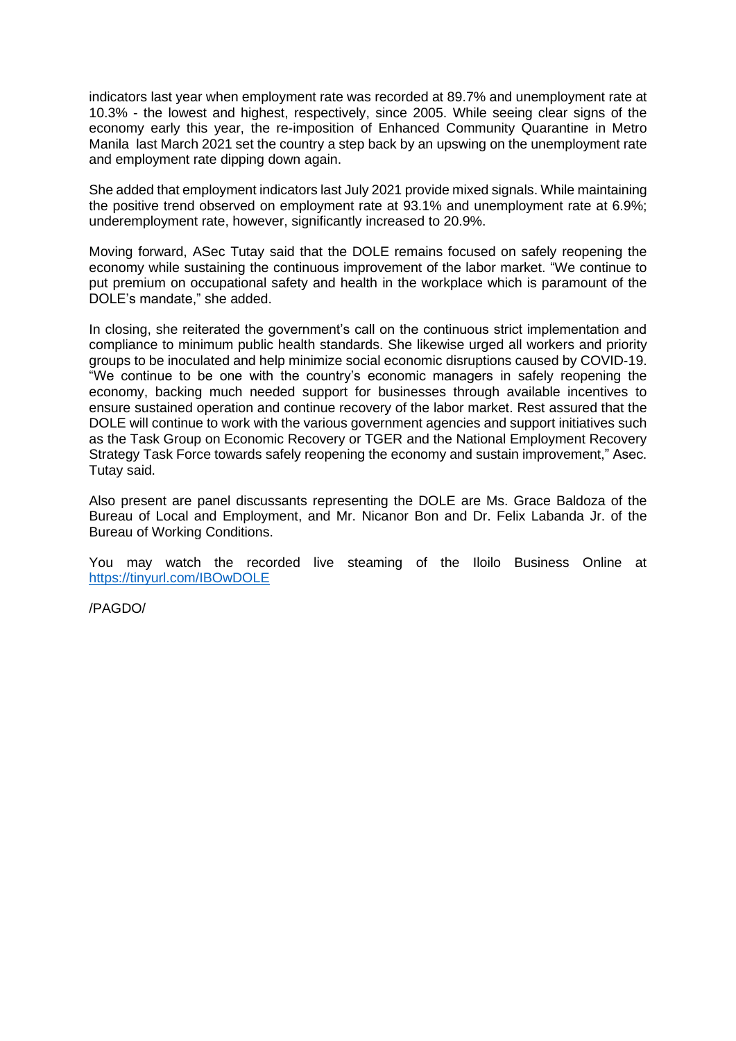indicators last year when employment rate was recorded at 89.7% and unemployment rate at 10.3% - the lowest and highest, respectively, since 2005. While seeing clear signs of the economy early this year, the re-imposition of Enhanced Community Quarantine in Metro Manila last March 2021 set the country a step back by an upswing on the unemployment rate and employment rate dipping down again.

She added that employment indicators last July 2021 provide mixed signals. While maintaining the positive trend observed on employment rate at 93.1% and unemployment rate at 6.9%; underemployment rate, however, significantly increased to 20.9%.

Moving forward, ASec Tutay said that the DOLE remains focused on safely reopening the economy while sustaining the continuous improvement of the labor market. "We continue to put premium on occupational safety and health in the workplace which is paramount of the DOLE's mandate," she added.

In closing, she reiterated the government's call on the continuous strict implementation and compliance to minimum public health standards. She likewise urged all workers and priority groups to be inoculated and help minimize social economic disruptions caused by COVID-19. "We continue to be one with the country's economic managers in safely reopening the economy, backing much needed support for businesses through available incentives to ensure sustained operation and continue recovery of the labor market. Rest assured that the DOLE will continue to work with the various government agencies and support initiatives such as the Task Group on Economic Recovery or TGER and the National Employment Recovery Strategy Task Force towards safely reopening the economy and sustain improvement," Asec. Tutay said.

Also present are panel discussants representing the DOLE are Ms. Grace Baldoza of the Bureau of Local and Employment, and Mr. Nicanor Bon and Dr. Felix Labanda Jr. of the Bureau of Working Conditions.

You may watch the recorded live steaming of the Iloilo Business Online at https://tinyurl.com/IBOwDOLE

/PAGDO/